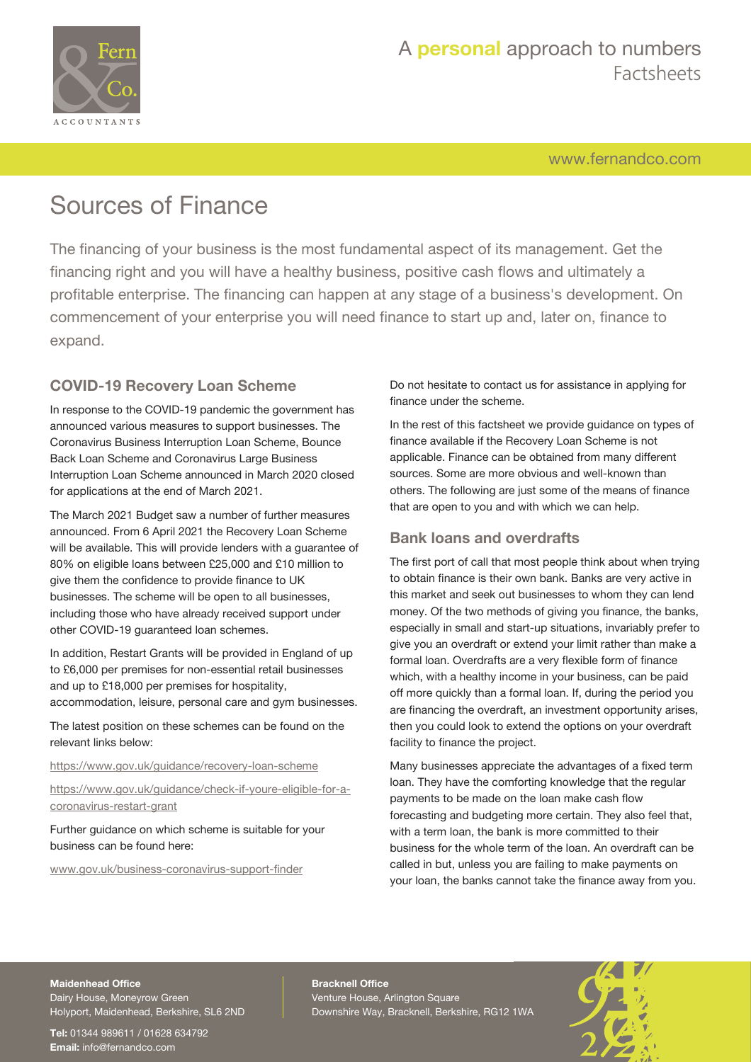# Sources of Finance

The financing of your business is the most fundamental aspect of its management. Get the financing right and you will have a healthy business, positive cash flows and ultimately a profitable enterprise. The financing can happen at any stage of a business's development. On commencement of your enterprise you will need finance to start up and, later on, finance to expand.

## COVID-19 Recovery Loan Scheme

In response to the COVID-19 pandemic the government has announced various measures to support businesses. The Coronavirus Business Interruption Loan Scheme, Bounce Back Loan Scheme and Coronavirus Large Business Interruption Loan Scheme announced in March 2020 closed for applications at the end of March 2021.

The March 2021 Budget saw a number of further measures announced. From 6 April 2021 the Recovery Loan Scheme will be available. This will provide lenders with a guarantee of 80% on eligible loans between £25,000 and £10 million to give them the confidence to provide finance to UK businesses. The scheme will be open to all businesses, including those who have already received support under other COVID-19 guaranteed loan schemes.

In addition, Restart Grants will be provided in England of up to £6,000 per premises for non-essential retail businesses and up to £18,000 per premises for hospitality, accommodation, leisure, personal care and gym businesses.

The latest position on these schemes can be found on the relevant links below:

https://www.gov.uk/guidance/recovery-loan-scheme

https://www.gov.uk/guidance/check-if-youre-eligible-for-a-coronavirus-restart-grant

Further guidance on which scheme is suitable for your business can be found here:

www.gov.uk/business-coronavirus-support-finder

Do not hesitate to contact us for assistance in applying for finance under the scheme.

In the rest of this factsheet we provide guidance on types of finance available if the Recovery Loan Scheme is not applicable. Finance can be obtained from many different sources. Some are more obvious and well-known than others. The following are just some of the means of finance that are open to you and with which we can help.

## Bank loans and overdrafts

The first port of call that most people think about when trying to obtain finance is their own bank. Banks are very active in this market and seek out businesses to whom they can lend money. Of the two methods of giving you finance, the banks, especially in small and start-up situations, invariably prefer to give you an overdraft or extend your limit rather than make a formal loan. Overdrafts are a very flexible form of finance which, with a healthy income in your business, can be paid off more quickly than a formal loan. If, during the period you are financing the overdraft, an investment opportunity arises, then you could look to extend the options on your overdraft facility to finance the project.

Many businesses appreciate the advantages of a fixed term loan. They have the comforting knowledge that the regular payments to be made on the loan make cash flow forecasting and budgeting more certain. They also feel that, with a term loan, the bank is more committed to their business for the whole term of the loan. An overdraft can be called in but, unless you are failing to make payments on your loan, the banks cannot take the finance away from you.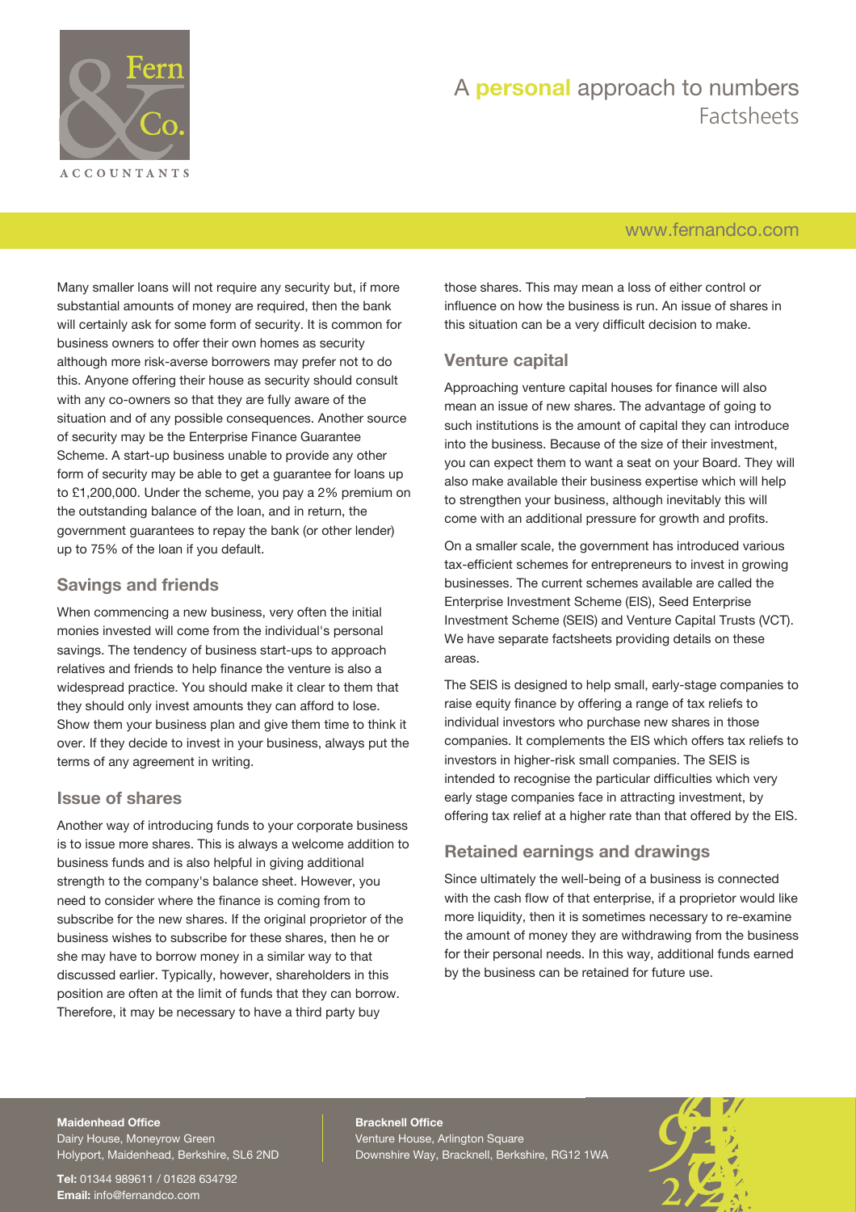Many smaller loans will not require any security but, if more substantial amounts of money are required, then the bank will certainly ask for some form of security. It is common for business owners to offer their own homes as security although more risk-averse borrowers may prefer not to do this. Anyone offering their house as security should consult with any co-owners so that they are fully aware of the situation and of any possible consequences. Another source of security may be the Enterprise Finance Guarantee Scheme. A start-up business unable to provide any other form of security may be able to get a guarantee for loans up to £1,200,000. Under the scheme, you pay a 2% premium on the outstanding balance of the loan, and in return, the government guarantees to repay the bank (or other lender) up to 75% of the loan if you default.

## Savings and friends

When commencing a new business, very often the initial monies invested will come from the individual's personal savings. The tendency of business start-ups to approach relatives and friends to help finance the venture is also a widespread practice. You should make it clear to them that they should only invest amounts they can afford to lose. Show them your business plan and give them time to think it over. If they decide to invest in your business, always put the terms of any agreement in writing.

## Issue of shares

Another way of introducing funds to your corporate business is to issue more shares. This is always a welcome addition to business funds and is also helpful in giving additional strength to the company's balance sheet. However, you need to consider where the finance is coming from to subscribe for the new shares. If the original proprietor of the business wishes to subscribe for these shares, then he or she may have to borrow money in a similar way to that discussed earlier. Typically, however, shareholders in this position are often at the limit of funds that they can borrow. Therefore, it may be necessary to have a third party buy those shares. This may mean a loss of either control or influence on how the business is run. An issue of shares in this situation can be a very difficult decision to make.

## Venture capital

Approaching venture capital houses for finance will also mean an issue of new shares. The advantage of going to such institutions is the amount of capital they can introduce into the business. Because of the size of their investment, you can expect them to want a seat on your Board. They will also make available their business expertise which will help to strengthen your business, although inevitably this will come with an additional pressure for growth and profits.

On a smaller scale, the government has introduced various tax-efficient schemes for entrepreneurs to invest in growing businesses. The current schemes available are called the Enterprise Investment Scheme (EIS), Seed Enterprise Investment Scheme (SEIS) and Venture Capital Trusts (VCT). We have separate factsheets providing details on these areas.

The SEIS is designed to help small, early-stage companies to raise equity finance by offering a range of tax reliefs to individual investors who purchase new shares in those companies. It complements the EIS which offers tax reliefs to investors in higher-risk small companies. The SEIS is intended to recognise the particular difficulties which very early stage companies face in attracting investment, by offering tax relief at a higher rate than that offered by the EIS.

## Retained earnings and drawings

Since ultimately the well-being of a business is connected with the cash flow of that enterprise, if a proprietor would like more liquidity, then it is sometimes necessary to re-examine the amount of money they are withdrawing from the business for their personal needs. In this way, additional funds earned by the business can be retained for future use.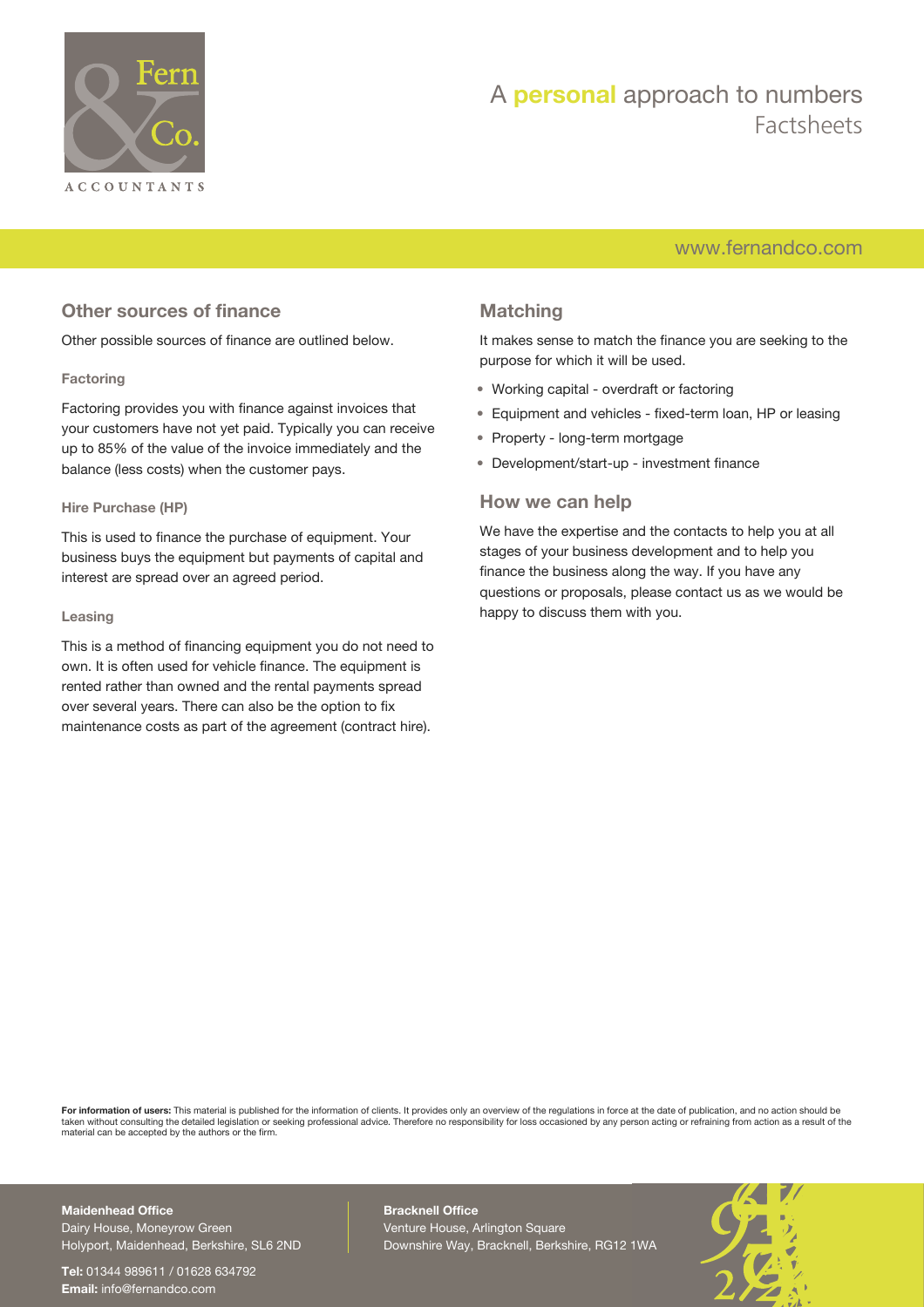## Other sources of finance

Other possible sources of finance are outlined below.

### Factoring

Factoring provides you with finance against invoices that your customers have not yet paid. Typically you can receive up to 85% of the value of the invoice immediately and the balance (less costs) when the customer pays.

### Hire Purchase (HP)

This is used to finance the purchase of equipment. Your business buys the equipment but payments of capital and interest are spread over an agreed period.

### Leasing

This is a method of financing equipment you do not need to own. It is often used for vehicle finance. The equipment is rented rather than owned and the rental payments spread over several years. There can also be the option to fix maintenance costs as part of the agreement (contract hire).

## Matching

It makes sense to match the finance you are seeking to the purpose for which it will be used.

- Working capital - overdraft or factoring
- Equipment and vehicles - fixed-term loan, HP or leasing
- Property - long-term mortgage
- Development/start-up - investment finance

## How we can help

We have the expertise and the contacts to help you at all stages of your business development and to help you finance the business along the way. If you have any questions or proposals, please contact us as we would be happy to discuss them with you.

**For information of users:** This material is published for the information of clients. It provides only an overview of the regulations in force at the date of publication, and no action should be taken without consulting the detailed legislation or seeking professional advice. Therefore no responsibility for loss occasioned by any person acting or refraining from action as a result of the material can be accepted by the authors or the firm.